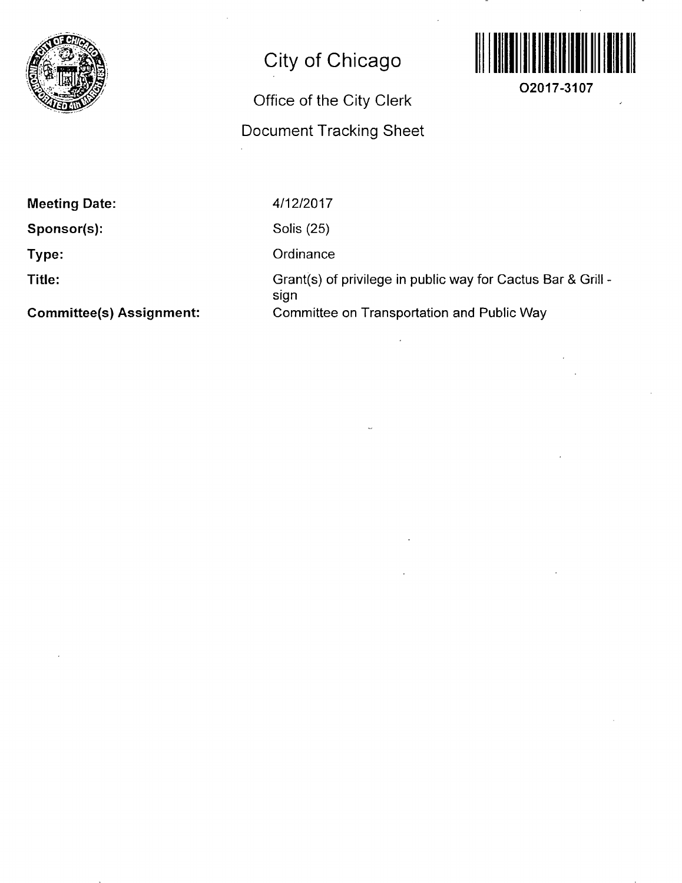# City of Chicago

## Office of the City Clerk

## Document Tracking Sheet

O2017-3107

**Meeting Date:** 4/12/2017

**Sponsor(s):** Solis (25)

**Type:** Ordinance

**Title:** Grant(s) of privilege in public way for Cactus Bar & Grill - sign

**Committee(s) Assignment:** Committee on Transportation and Public Way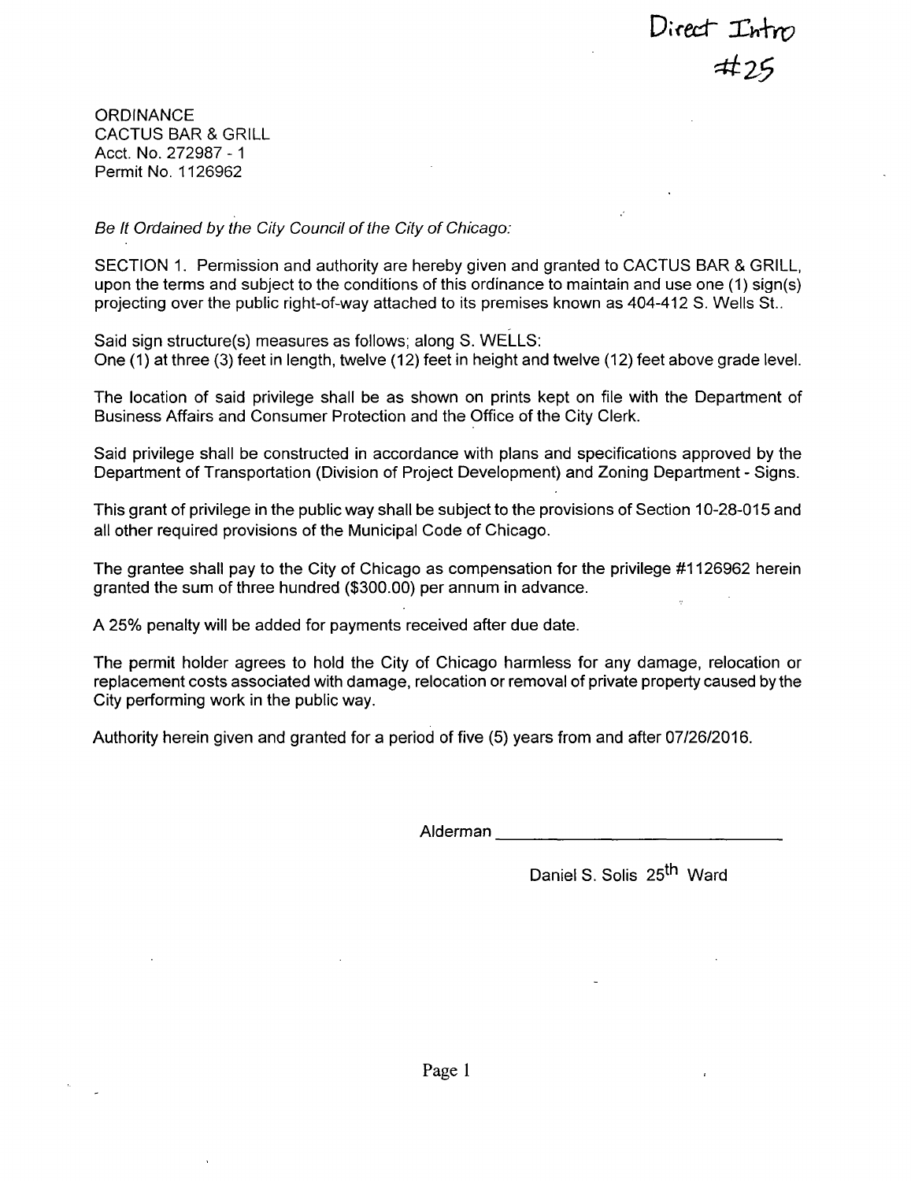Direct Intro
#25

ORDINANCE
CACTUS BAR & GRILL
Acct. No. 272987 - 1
Permit No. 1126962

*Be It Ordained by the City Council of the City of Chicago:*

SECTION 1. Permission and authority are hereby given and granted to CACTUS BAR & GRILL, upon the terms and subject to the conditions of this ordinance to maintain and use one (1) sign(s) projecting over the public right-of-way attached to its premises known as 404-412 S. Wells St..

Said sign structure(s) measures as follows; along S. WELLS:
One (1) at three (3) feet in length, twelve (12) feet in height and twelve (12) feet above grade level.

The location of said privilege shall be as shown on prints kept on file with the Department of Business Affairs and Consumer Protection and the Office of the City Clerk.

Said privilege shall be constructed in accordance with plans and specifications approved by the Department of Transportation (Division of Project Development) and Zoning Department - Signs.

This grant of privilege in the public way shall be subject to the provisions of Section 10-28-015 and all other required provisions of the Municipal Code of Chicago.

The grantee shall pay to the City of Chicago as compensation for the privilege #1126962 herein granted the sum of three hundred ($300.00) per annum in advance.

A 25% penalty will be added for payments received after due date.

The permit holder agrees to hold the City of Chicago harmless for any damage, relocation or replacement costs associated with damage, relocation or removal of private property caused by the City performing work in the public way.

Authority herein given and granted for a period of five (5) years from and after 07/26/2016.

Alderman ______________________

Daniel S. Solis 25th Ward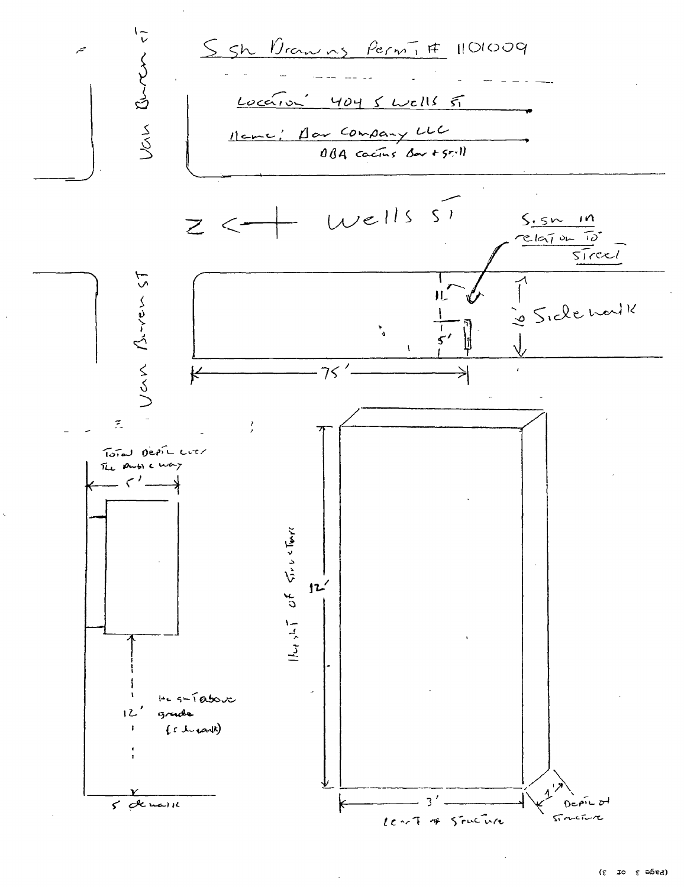# Sign Drawings Permit # 1101009

Location: 404 S Wells St

Name: Bar Company LLC
DBA Cactus Bar + Grill

Van Buren St

N ← Wells St

Sign in relation to street

11'

5'

16' Sidewalk

75'

Total depth over the public way 5'

Height above grade (sidewalk) 12'

Sidewalk

Height of structure 12'

3' Length of structure

1' Depth of structure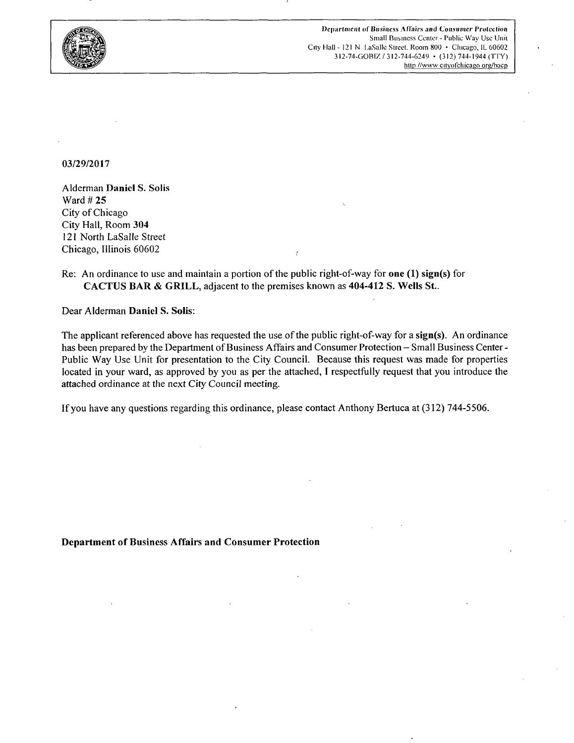**Department of Business Affairs and Consumer Protection**
Small Business Center - Public Way Use Unit
City Hall - 121 N LaSalle Street, Room 800 • Chicago, IL 60602
312-74-GOBIZ / 312-744-6249 • (312) 744-1944 (TTY)
http //www cityofchicago org/bacp

**03/29/2017**

Alderman **Daniel S.** Solis
Ward # **25**
City of Chicago
City Hall, Room **304**
121 North LaSalle Street
Chicago, Illinois 60602

Re: An ordinance to use and maintain a portion of the public right-of-way for **one (1) sign(s)** for **CACTUS BAR & GRILL**, adjacent to the premises known as **404-412 S. Wells St.**.

Dear Alderman **Daniel S. Solis**:

The applicant referenced above has requested the use of the public right-of-way for a **sign(s)**. An ordinance has been prepared by the Department of Business Affairs and Consumer Protection – Small Business Center - Public Way Use Unit for presentation to the City Council. Because this request was made for properties located in your ward, as approved by you as per the attached, I respectfully request that you introduce the attached ordinance at the next City Council meeting.

If you have any questions regarding this ordinance, please contact Anthony Bertuca at (312) 744-5506.

**Department of Business Affairs and Consumer Protection**